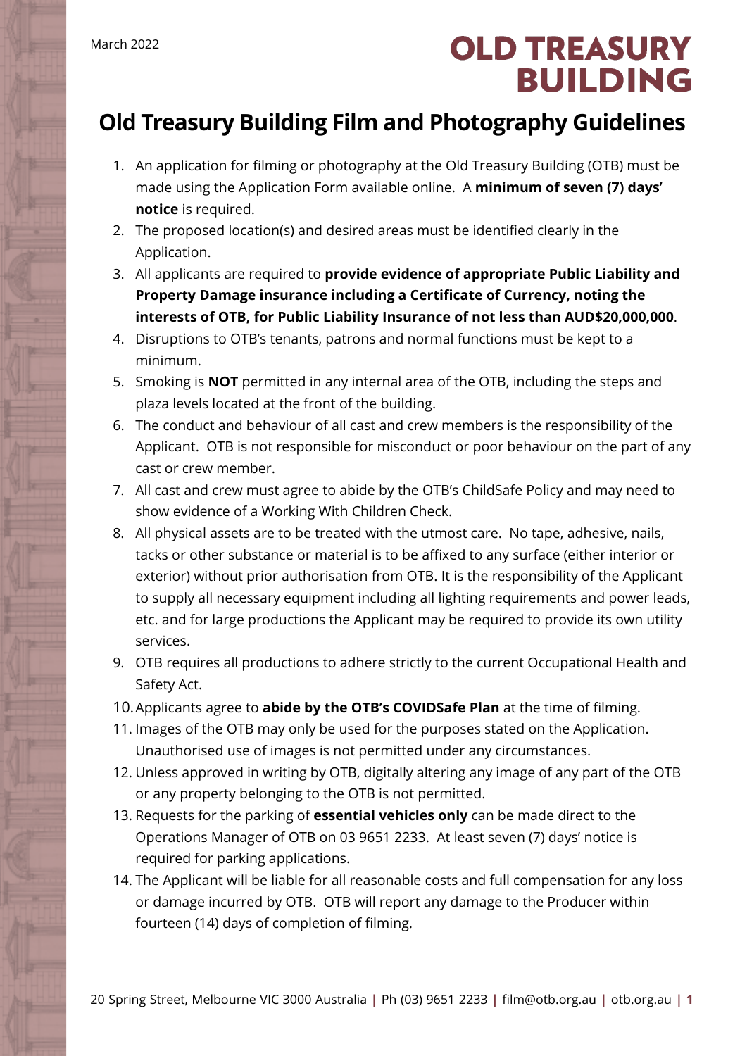March 2022

**OLD TREASURY BUILDING**

# Old Treasury Building Film and Photography Guidelines

1. An application for filming or photography at the Old Treasury Building (OTB) must be made using the Application Form available online. A **minimum of seven (7) days' notice** is required.
2. The proposed location(s) and desired areas must be identified clearly in the Application.
3. All applicants are required to **provide evidence of appropriate Public Liability and Property Damage insurance including a Certificate of Currency, noting the interests of OTB, for Public Liability Insurance of not less than AUD$20,000,000**.
4. Disruptions to OTB's tenants, patrons and normal functions must be kept to a minimum.
5. Smoking is **NOT** permitted in any internal area of the OTB, including the steps and plaza levels located at the front of the building.
6. The conduct and behaviour of all cast and crew members is the responsibility of the Applicant. OTB is not responsible for misconduct or poor behaviour on the part of any cast or crew member.
7. All cast and crew must agree to abide by the OTB's ChildSafe Policy and may need to show evidence of a Working With Children Check.
8. All physical assets are to be treated with the utmost care. No tape, adhesive, nails, tacks or other substance or material is to be affixed to any surface (either interior or exterior) without prior authorisation from OTB. It is the responsibility of the Applicant to supply all necessary equipment including all lighting requirements and power leads, etc. and for large productions the Applicant may be required to provide its own utility services.
9. OTB requires all productions to adhere strictly to the current Occupational Health and Safety Act.
10. Applicants agree to **abide by the OTB's COVIDSafe Plan** at the time of filming.
11. Images of the OTB may only be used for the purposes stated on the Application. Unauthorised use of images is not permitted under any circumstances.
12. Unless approved in writing by OTB, digitally altering any image of any part of the OTB or any property belonging to the OTB is not permitted.
13. Requests for the parking of **essential vehicles only** can be made direct to the Operations Manager of OTB on 03 9651 2233. At least seven (7) days' notice is required for parking applications.
14. The Applicant will be liable for all reasonable costs and full compensation for any loss or damage incurred by OTB. OTB will report any damage to the Producer within fourteen (14) days of completion of filming.

20 Spring Street, Melbourne VIC 3000 Australia | Ph (03) 9651 2233 | film@otb.org.au | otb.org.au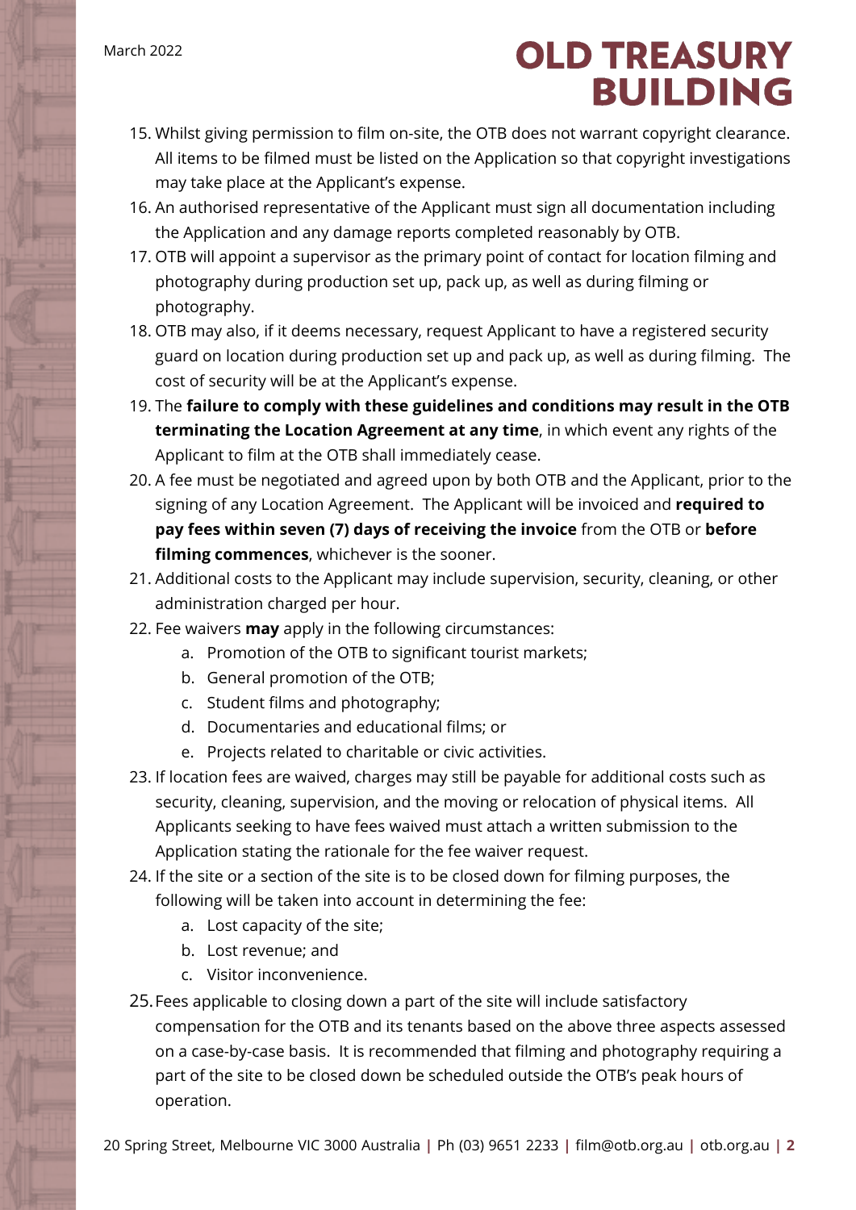15. Whilst giving permission to film on-site, the OTB does not warrant copyright clearance. All items to be filmed must be listed on the Application so that copyright investigations may take place at the Applicant's expense.
16. An authorised representative of the Applicant must sign all documentation including the Application and any damage reports completed reasonably by OTB.
17. OTB will appoint a supervisor as the primary point of contact for location filming and photography during production set up, pack up, as well as during filming or photography.
18. OTB may also, if it deems necessary, request Applicant to have a registered security guard on location during production set up and pack up, as well as during filming. The cost of security will be at the Applicant's expense.
19. The **failure to comply with these guidelines and conditions may result in the OTB terminating the Location Agreement at any time**, in which event any rights of the Applicant to film at the OTB shall immediately cease.
20. A fee must be negotiated and agreed upon by both OTB and the Applicant, prior to the signing of any Location Agreement. The Applicant will be invoiced and **required to pay fees within seven (7) days of receiving the invoice** from the OTB or **before filming commences**, whichever is the sooner.
21. Additional costs to the Applicant may include supervision, security, cleaning, or other administration charged per hour.
22. Fee waivers **may** apply in the following circumstances:
    a. Promotion of the OTB to significant tourist markets;
    b. General promotion of the OTB;
    c. Student films and photography;
    d. Documentaries and educational films; or
    e. Projects related to charitable or civic activities.
23. If location fees are waived, charges may still be payable for additional costs such as security, cleaning, supervision, and the moving or relocation of physical items. All Applicants seeking to have fees waived must attach a written submission to the Application stating the rationale for the fee waiver request.
24. If the site or a section of the site is to be closed down for filming purposes, the following will be taken into account in determining the fee:
    a. Lost capacity of the site;
    b. Lost revenue; and
    c. Visitor inconvenience.
25. Fees applicable to closing down a part of the site will include satisfactory compensation for the OTB and its tenants based on the above three aspects assessed on a case-by-case basis. It is recommended that filming and photography requiring a part of the site to be closed down be scheduled outside the OTB's peak hours of operation.